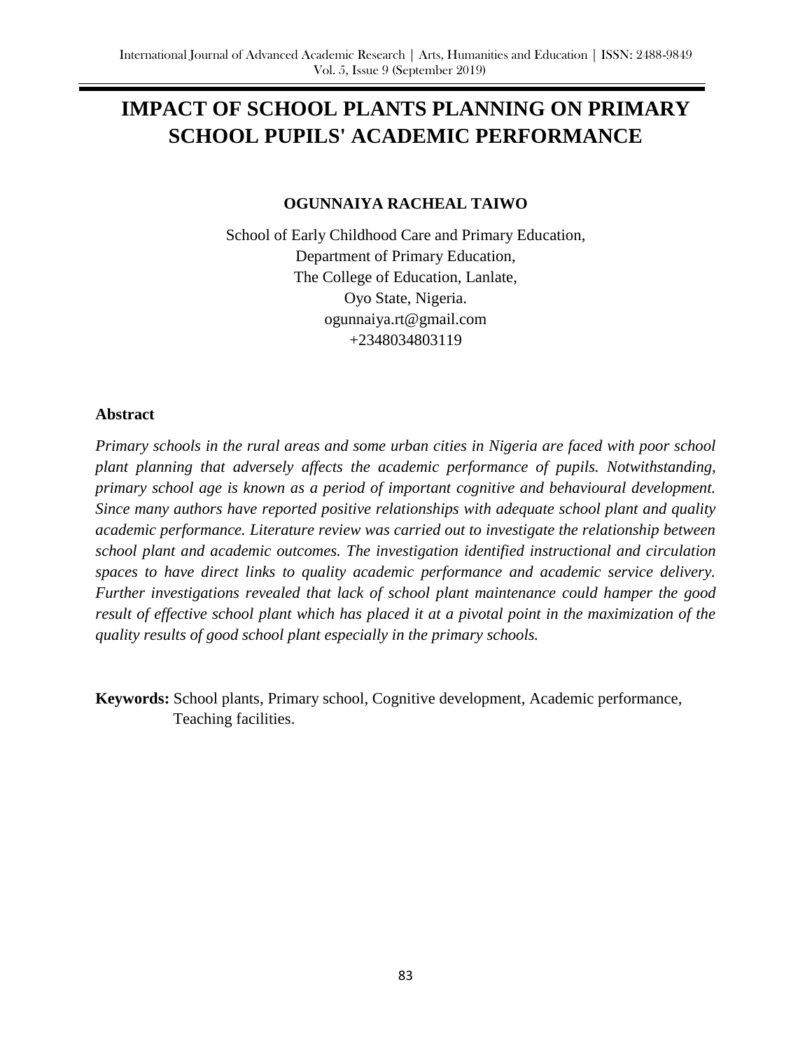# IMPACT OF SCHOOL PLANTS PLANNING ON PRIMARY SCHOOL PUPILS' ACADEMIC PERFORMANCE

**OGUNNAIYA RACHEAL TAIWO**

School of Early Childhood Care and Primary Education,
Department of Primary Education,
The College of Education, Lanlate,
Oyo State, Nigeria.
ogunnaiya.rt@gmail.com
+2348034803119

## Abstract

*Primary schools in the rural areas and some urban cities in Nigeria are faced with poor school plant planning that adversely affects the academic performance of pupils. Notwithstanding, primary school age is known as a period of important cognitive and behavioural development. Since many authors have reported positive relationships with adequate school plant and quality academic performance. Literature review was carried out to investigate the relationship between school plant and academic outcomes. The investigation identified instructional and circulation spaces to have direct links to quality academic performance and academic service delivery. Further investigations revealed that lack of school plant maintenance could hamper the good result of effective school plant which has placed it at a pivotal point in the maximization of the quality results of good school plant especially in the primary schools.*

**Keywords:** School plants, Primary school, Cognitive development, Academic performance, Teaching facilities.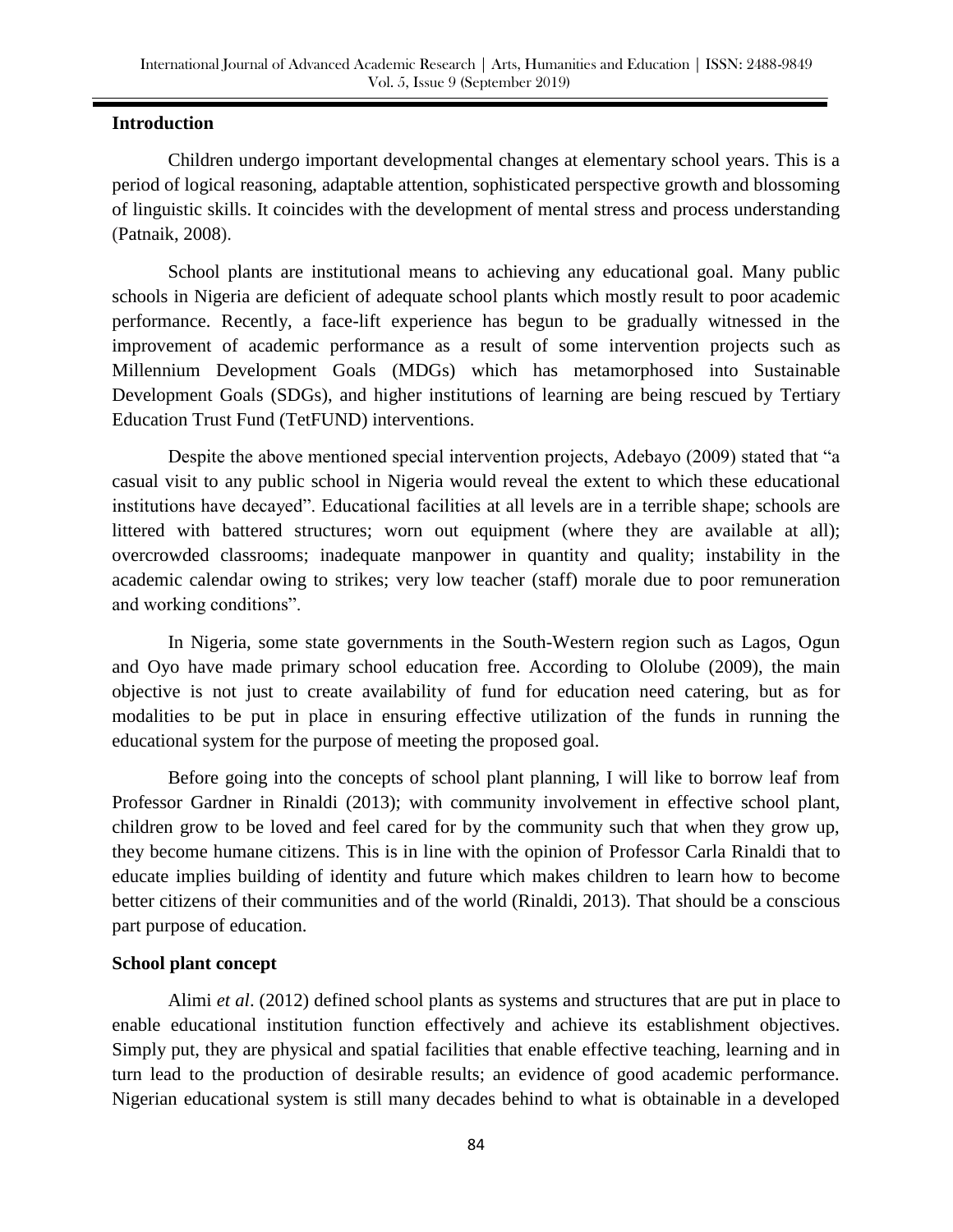## Introduction

Children undergo important developmental changes at elementary school years. This is a period of logical reasoning, adaptable attention, sophisticated perspective growth and blossoming of linguistic skills. It coincides with the development of mental stress and process understanding (Patnaik, 2008).

School plants are institutional means to achieving any educational goal. Many public schools in Nigeria are deficient of adequate school plants which mostly result to poor academic performance. Recently, a face-lift experience has begun to be gradually witnessed in the improvement of academic performance as a result of some intervention projects such as Millennium Development Goals (MDGs) which has metamorphosed into Sustainable Development Goals (SDGs), and higher institutions of learning are being rescued by Tertiary Education Trust Fund (TetFUND) interventions.

Despite the above mentioned special intervention projects, Adebayo (2009) stated that "a casual visit to any public school in Nigeria would reveal the extent to which these educational institutions have decayed". Educational facilities at all levels are in a terrible shape; schools are littered with battered structures; worn out equipment (where they are available at all); overcrowded classrooms; inadequate manpower in quantity and quality; instability in the academic calendar owing to strikes; very low teacher (staff) morale due to poor remuneration and working conditions".

In Nigeria, some state governments in the South-Western region such as Lagos, Ogun and Oyo have made primary school education free. According to Ololube (2009), the main objective is not just to create availability of fund for education need catering, but as for modalities to be put in place in ensuring effective utilization of the funds in running the educational system for the purpose of meeting the proposed goal.

Before going into the concepts of school plant planning, I will like to borrow leaf from Professor Gardner in Rinaldi (2013); with community involvement in effective school plant, children grow to be loved and feel cared for by the community such that when they grow up, they become humane citizens. This is in line with the opinion of Professor Carla Rinaldi that to educate implies building of identity and future which makes children to learn how to become better citizens of their communities and of the world (Rinaldi, 2013). That should be a conscious part purpose of education.

## School plant concept

Alimi *et al*. (2012) defined school plants as systems and structures that are put in place to enable educational institution function effectively and achieve its establishment objectives. Simply put, they are physical and spatial facilities that enable effective teaching, learning and in turn lead to the production of desirable results; an evidence of good academic performance. Nigerian educational system is still many decades behind to what is obtainable in a developed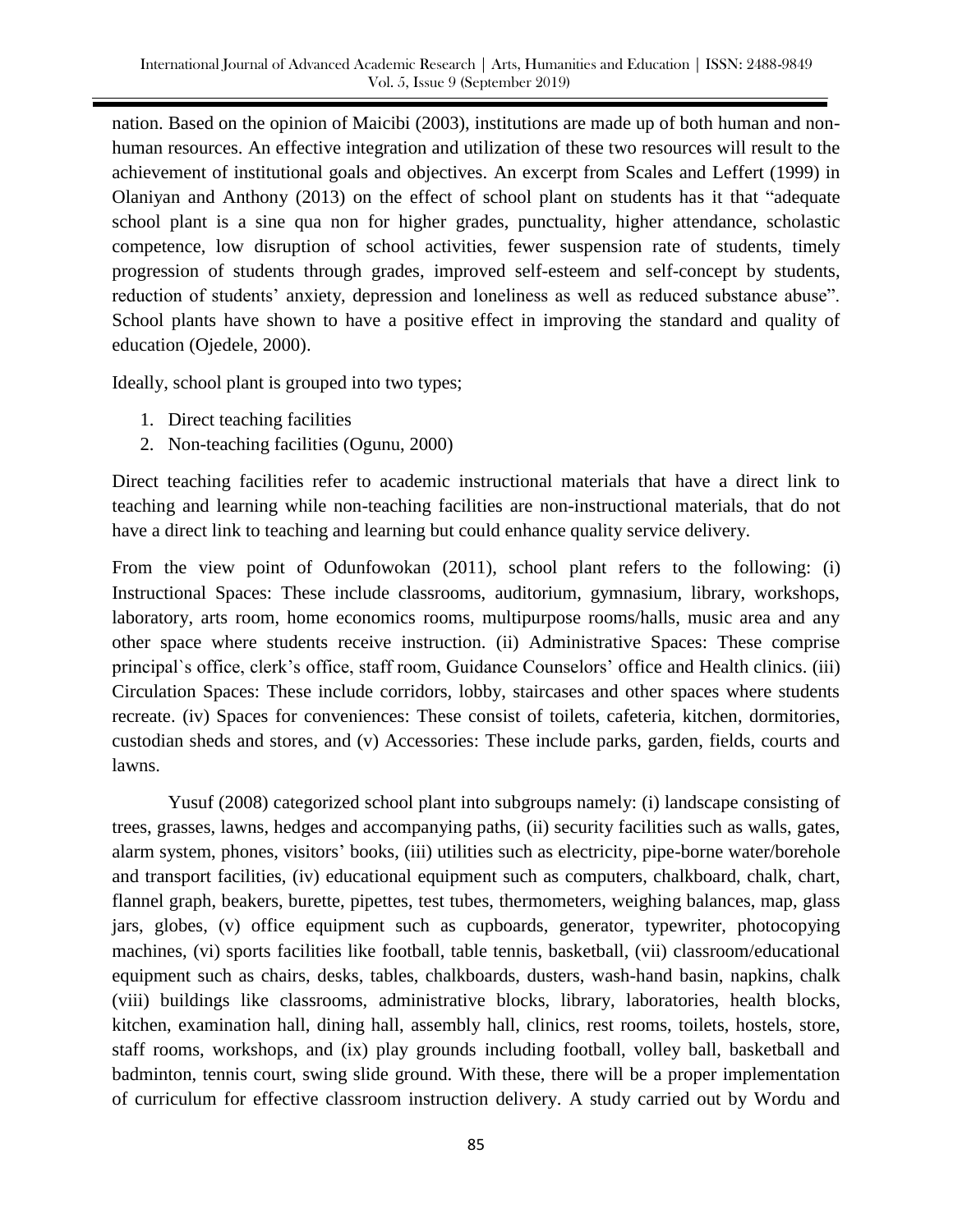nation. Based on the opinion of Maicibi (2003), institutions are made up of both human and non-human resources. An effective integration and utilization of these two resources will result to the achievement of institutional goals and objectives. An excerpt from Scales and Leffert (1999) in Olaniyan and Anthony (2013) on the effect of school plant on students has it that "adequate school plant is a sine qua non for higher grades, punctuality, higher attendance, scholastic competence, low disruption of school activities, fewer suspension rate of students, timely progression of students through grades, improved self-esteem and self-concept by students, reduction of students' anxiety, depression and loneliness as well as reduced substance abuse". School plants have shown to have a positive effect in improving the standard and quality of education (Ojedele, 2000).

Ideally, school plant is grouped into two types;

1. Direct teaching facilities
2. Non-teaching facilities (Ogunu, 2000)

Direct teaching facilities refer to academic instructional materials that have a direct link to teaching and learning while non-teaching facilities are non-instructional materials, that do not have a direct link to teaching and learning but could enhance quality service delivery.

From the view point of Odunfowokan (2011), school plant refers to the following: (i) Instructional Spaces: These include classrooms, auditorium, gymnasium, library, workshops, laboratory, arts room, home economics rooms, multipurpose rooms/halls, music area and any other space where students receive instruction. (ii) Administrative Spaces: These comprise principal`s office, clerk's office, staff room, Guidance Counselors' office and Health clinics. (iii) Circulation Spaces: These include corridors, lobby, staircases and other spaces where students recreate. (iv) Spaces for conveniences: These consist of toilets, cafeteria, kitchen, dormitories, custodian sheds and stores, and (v) Accessories: These include parks, garden, fields, courts and lawns.

Yusuf (2008) categorized school plant into subgroups namely: (i) landscape consisting of trees, grasses, lawns, hedges and accompanying paths, (ii) security facilities such as walls, gates, alarm system, phones, visitors' books, (iii) utilities such as electricity, pipe-borne water/borehole and transport facilities, (iv) educational equipment such as computers, chalkboard, chalk, chart, flannel graph, beakers, burette, pipettes, test tubes, thermometers, weighing balances, map, glass jars, globes, (v) office equipment such as cupboards, generator, typewriter, photocopying machines, (vi) sports facilities like football, table tennis, basketball, (vii) classroom/educational equipment such as chairs, desks, tables, chalkboards, dusters, wash-hand basin, napkins, chalk (viii) buildings like classrooms, administrative blocks, library, laboratories, health blocks, kitchen, examination hall, dining hall, assembly hall, clinics, rest rooms, toilets, hostels, store, staff rooms, workshops, and (ix) play grounds including football, volley ball, basketball and badminton, tennis court, swing slide ground. With these, there will be a proper implementation of curriculum for effective classroom instruction delivery. A study carried out by Wordu and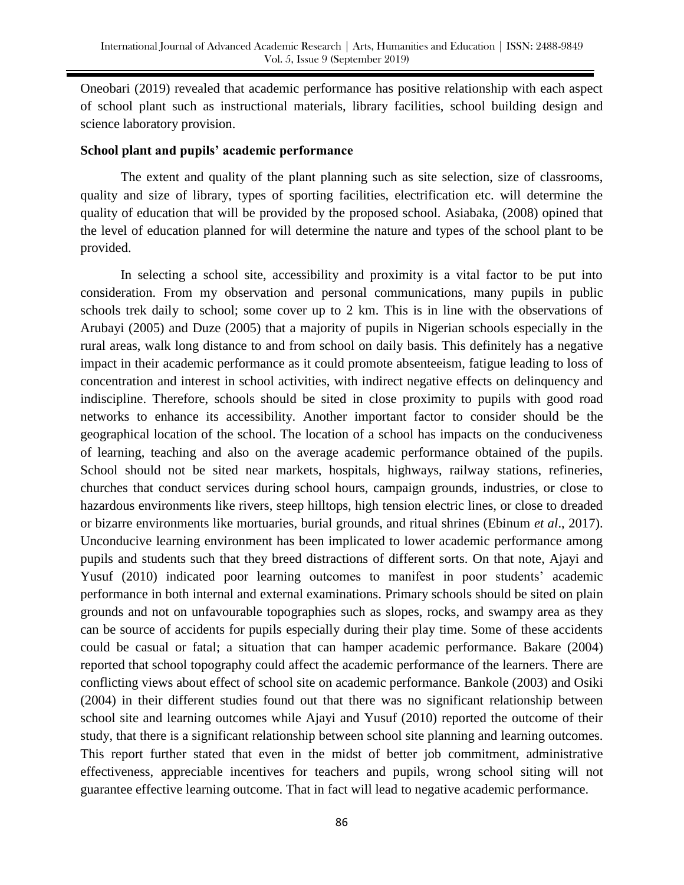Oneobari (2019) revealed that academic performance has positive relationship with each aspect of school plant such as instructional materials, library facilities, school building design and science laboratory provision.

**School plant and pupils' academic performance**

The extent and quality of the plant planning such as site selection, size of classrooms, quality and size of library, types of sporting facilities, electrification etc. will determine the quality of education that will be provided by the proposed school. Asiabaka, (2008) opined that the level of education planned for will determine the nature and types of the school plant to be provided.

In selecting a school site, accessibility and proximity is a vital factor to be put into consideration. From my observation and personal communications, many pupils in public schools trek daily to school; some cover up to 2 km. This is in line with the observations of Arubayi (2005) and Duze (2005) that a majority of pupils in Nigerian schools especially in the rural areas, walk long distance to and from school on daily basis. This definitely has a negative impact in their academic performance as it could promote absenteeism, fatigue leading to loss of concentration and interest in school activities, with indirect negative effects on delinquency and indiscipline. Therefore, schools should be sited in close proximity to pupils with good road networks to enhance its accessibility. Another important factor to consider should be the geographical location of the school. The location of a school has impacts on the conduciveness of learning, teaching and also on the average academic performance obtained of the pupils. School should not be sited near markets, hospitals, highways, railway stations, refineries, churches that conduct services during school hours, campaign grounds, industries, or close to hazardous environments like rivers, steep hilltops, high tension electric lines, or close to dreaded or bizarre environments like mortuaries, burial grounds, and ritual shrines (Ebinum *et al*., 2017). Unconducive learning environment has been implicated to lower academic performance among pupils and students such that they breed distractions of different sorts. On that note, Ajayi and Yusuf (2010) indicated poor learning outcomes to manifest in poor students' academic performance in both internal and external examinations. Primary schools should be sited on plain grounds and not on unfavourable topographies such as slopes, rocks, and swampy area as they can be source of accidents for pupils especially during their play time. Some of these accidents could be casual or fatal; a situation that can hamper academic performance. Bakare (2004) reported that school topography could affect the academic performance of the learners. There are conflicting views about effect of school site on academic performance. Bankole (2003) and Osiki (2004) in their different studies found out that there was no significant relationship between school site and learning outcomes while Ajayi and Yusuf (2010) reported the outcome of their study, that there is a significant relationship between school site planning and learning outcomes. This report further stated that even in the midst of better job commitment, administrative effectiveness, appreciable incentives for teachers and pupils, wrong school siting will not guarantee effective learning outcome. That in fact will lead to negative academic performance.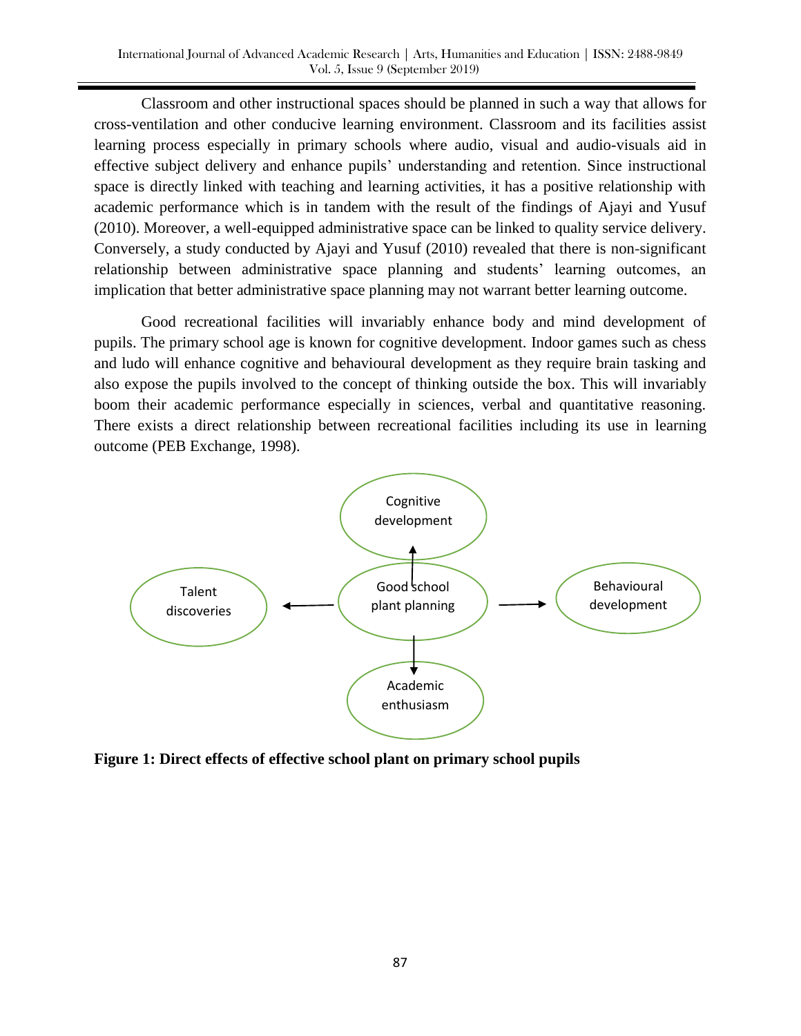Classroom and other instructional spaces should be planned in such a way that allows for cross-ventilation and other conducive learning environment. Classroom and its facilities assist learning process especially in primary schools where audio, visual and audio-visuals aid in effective subject delivery and enhance pupils' understanding and retention. Since instructional space is directly linked with teaching and learning activities, it has a positive relationship with academic performance which is in tandem with the result of the findings of Ajayi and Yusuf (2010). Moreover, a well-equipped administrative space can be linked to quality service delivery. Conversely, a study conducted by Ajayi and Yusuf (2010) revealed that there is non-significant relationship between administrative space planning and students' learning outcomes, an implication that better administrative space planning may not warrant better learning outcome.

Good recreational facilities will invariably enhance body and mind development of pupils. The primary school age is known for cognitive development. Indoor games such as chess and ludo will enhance cognitive and behavioural development as they require brain tasking and also expose the pupils involved to the concept of thinking outside the box. This will invariably boom their academic performance especially in sciences, verbal and quantitative reasoning. There exists a direct relationship between recreational facilities including its use in learning outcome (PEB Exchange, 1998).

Cognitive development

Talent discoveries ← Good school plant planning → Behavioural development

Academic enthusiasm

**Figure 1: Direct effects of effective school plant on primary school pupils**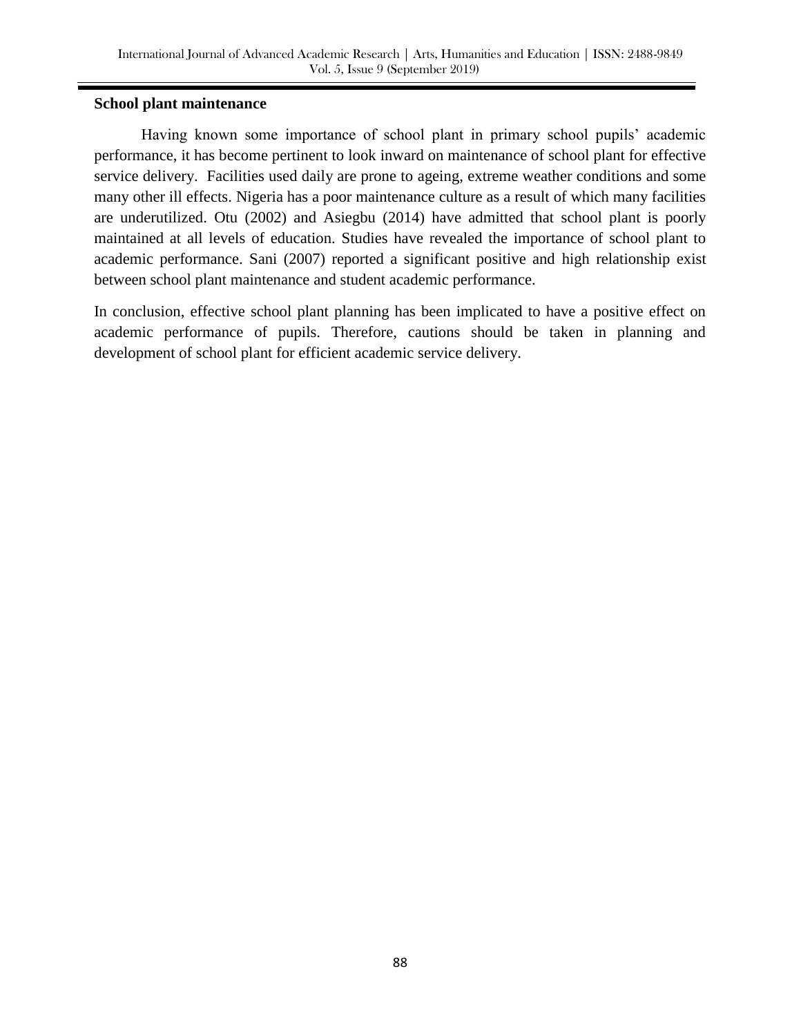**School plant maintenance**

Having known some importance of school plant in primary school pupils' academic performance, it has become pertinent to look inward on maintenance of school plant for effective service delivery.  Facilities used daily are prone to ageing, extreme weather conditions and some many other ill effects. Nigeria has a poor maintenance culture as a result of which many facilities are underutilized. Otu (2002) and Asiegbu (2014) have admitted that school plant is poorly maintained at all levels of education. Studies have revealed the importance of school plant to academic performance. Sani (2007) reported a significant positive and high relationship exist between school plant maintenance and student academic performance.

In conclusion, effective school plant planning has been implicated to have a positive effect on academic performance of pupils. Therefore, cautions should be taken in planning and development of school plant for efficient academic service delivery.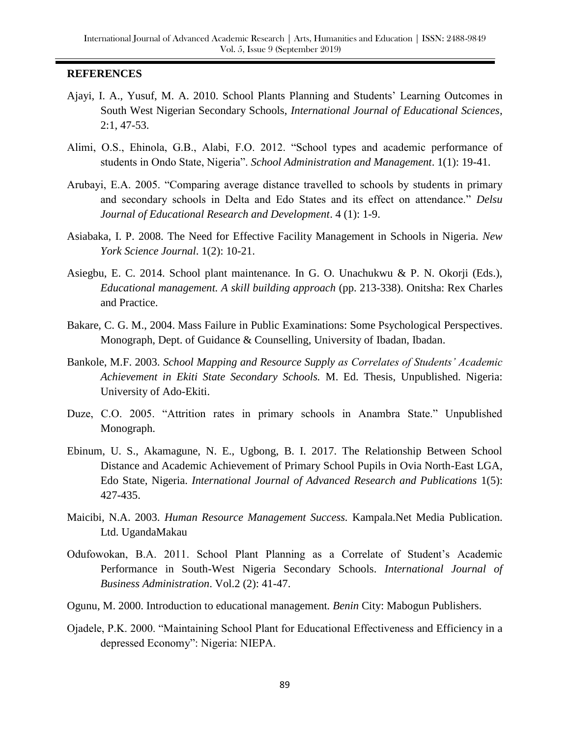## REFERENCES

Ajayi, I. A., Yusuf, M. A. 2010. School Plants Planning and Students' Learning Outcomes in South West Nigerian Secondary Schools, *International Journal of Educational Sciences*, 2:1, 47-53.

Alimi, O.S., Ehinola, G.B., Alabi, F.O. 2012. "School types and academic performance of students in Ondo State, Nigeria". *School Administration and Management*. 1(1): 19-41.

Arubayi, E.A. 2005. "Comparing average distance travelled to schools by students in primary and secondary schools in Delta and Edo States and its effect on attendance." *Delsu Journal of Educational Research and Development*. 4 (1): 1-9.

Asiabaka, I. P. 2008. The Need for Effective Facility Management in Schools in Nigeria. *New York Science Journal*. 1(2): 10-21.

Asiegbu, E. C. 2014. School plant maintenance. In G. O. Unachukwu & P. N. Okorji (Eds.), *Educational management. A skill building approach* (pp. 213-338). Onitsha: Rex Charles and Practice.

Bakare, C. G. M., 2004. Mass Failure in Public Examinations: Some Psychological Perspectives. Monograph, Dept. of Guidance & Counselling, University of Ibadan, Ibadan.

Bankole, M.F. 2003. *School Mapping and Resource Supply as Correlates of Students' Academic Achievement in Ekiti State Secondary Schools.* M. Ed. Thesis, Unpublished. Nigeria: University of Ado-Ekiti.

Duze, C.O. 2005. "Attrition rates in primary schools in Anambra State." Unpublished Monograph.

Ebinum, U. S., Akamagune, N. E., Ugbong, B. I. 2017. The Relationship Between School Distance and Academic Achievement of Primary School Pupils in Ovia North-East LGA, Edo State, Nigeria. *International Journal of Advanced Research and Publications* 1(5): 427-435.

Maicibi, N.A. 2003. *Human Resource Management Success.* Kampala.Net Media Publication. Ltd. UgandaMakau

Odufowokan, B.A. 2011. School Plant Planning as a Correlate of Student's Academic Performance in South-West Nigeria Secondary Schools. *International Journal of Business Administration*. Vol.2 (2): 41-47.

Ogunu, M. 2000. Introduction to educational management. *Benin* City: Mabogun Publishers.

Ojadele, P.K. 2000. "Maintaining School Plant for Educational Effectiveness and Efficiency in a depressed Economy": Nigeria: NIEPA.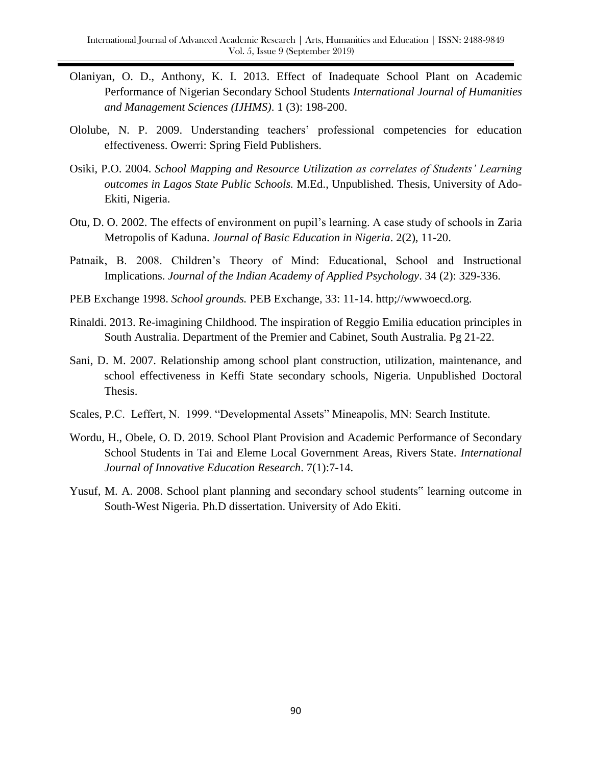Olaniyan, O. D., Anthony, K. I. 2013. Effect of Inadequate School Plant on Academic Performance of Nigerian Secondary School Students *International Journal of Humanities and Management Sciences (IJHMS)*. 1 (3): 198-200.

Ololube, N. P. 2009. Understanding teachers' professional competencies for education effectiveness. Owerri: Spring Field Publishers.

Osiki, P.O. 2004. *School Mapping and Resource Utilization as correlates of Students' Learning outcomes in Lagos State Public Schools.* M.Ed., Unpublished. Thesis, University of Ado-Ekiti, Nigeria.

Otu, D. O. 2002. The effects of environment on pupil's learning. A case study of schools in Zaria Metropolis of Kaduna. *Journal of Basic Education in Nigeria*. 2(2), 11-20.

Patnaik, B. 2008. Children's Theory of Mind: Educational, School and Instructional Implications. *Journal of the Indian Academy of Applied Psychology*. 34 (2): 329-336.

PEB Exchange 1998. *School grounds.* PEB Exchange, 33: 11-14. http;//wwwoecd.org.

Rinaldi. 2013. Re-imagining Childhood. The inspiration of Reggio Emilia education principles in South Australia. Department of the Premier and Cabinet, South Australia. Pg 21-22.

Sani, D. M. 2007. Relationship among school plant construction, utilization, maintenance, and school effectiveness in Keffi State secondary schools, Nigeria. Unpublished Doctoral Thesis.

Scales, P.C. Leffert, N. 1999. "Developmental Assets" Mineapolis, MN: Search Institute.

Wordu, H., Obele, O. D. 2019. School Plant Provision and Academic Performance of Secondary School Students in Tai and Eleme Local Government Areas, Rivers State. *International Journal of Innovative Education Research*. 7(1):7-14.

Yusuf, M. A. 2008. School plant planning and secondary school students" learning outcome in South-West Nigeria. Ph.D dissertation. University of Ado Ekiti.